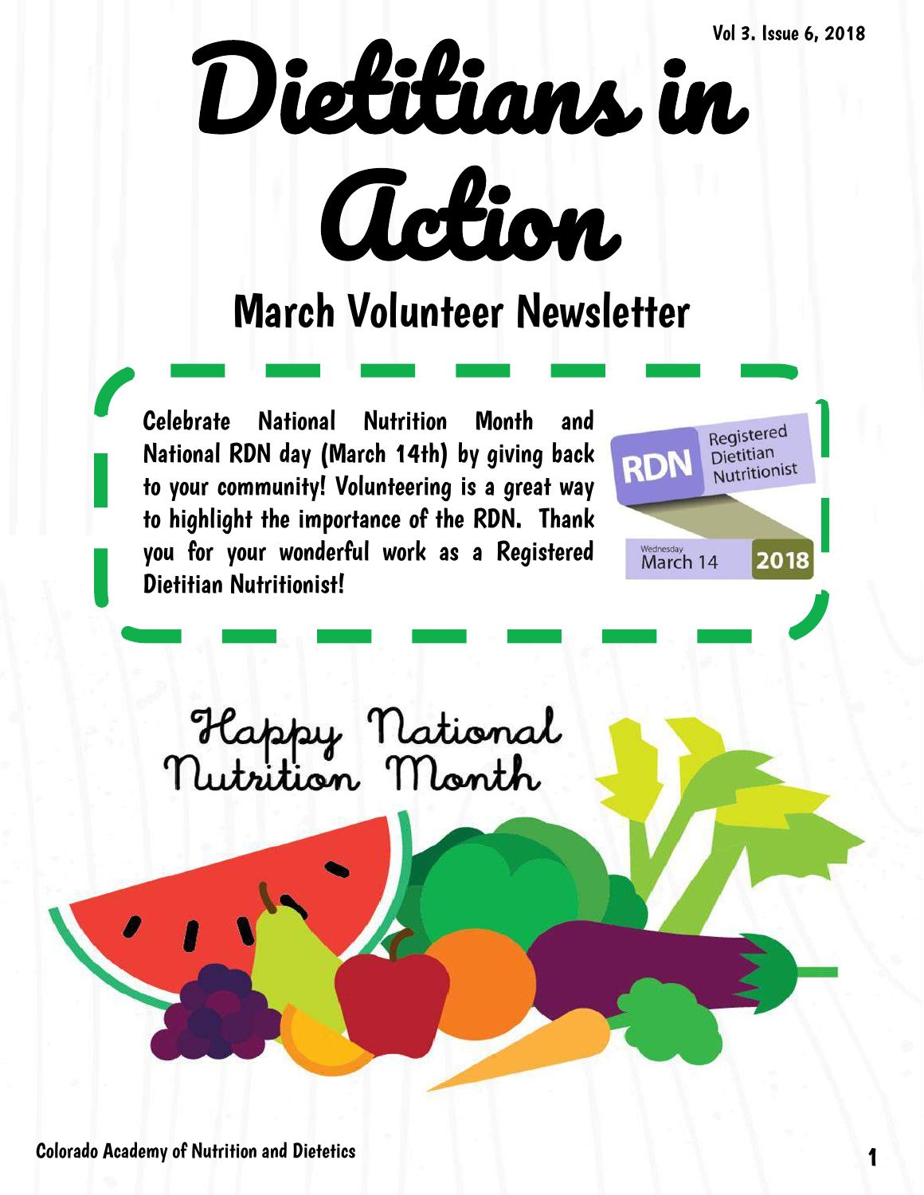# Dietitians in Action

## March Volunteer Newsletter

Celebrate National Nutrition Month and National RDN day (March 14th) by giving back to your community! Volunteering is a great way to highlight the importance of the RDN. Thank you for your wonderful work as a Registered Dietitian Nutritionist!

RDN Registered Dietitian Nutritionist

Wednesday March 14 2018

Happy National Nutrition Month

Colorado Academy of Nutrition and Dietetics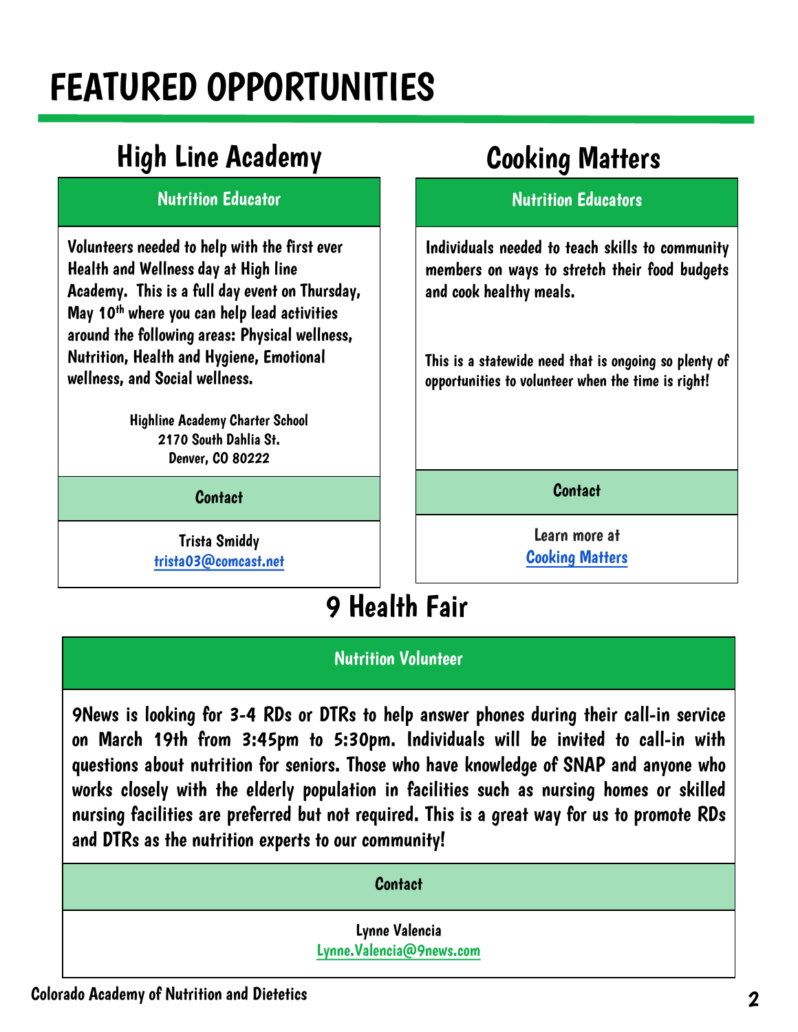# FEATURED OPPORTUNITIES

## High Line Academy

### Nutrition Educator

Volunteers needed to help with the first ever Health and Wellness day at High line Academy. This is a full day event on Thursday, May 10th where you can help lead activities around the following areas: Physical wellness, Nutrition, Health and Hygiene, Emotional wellness, and Social wellness.

Highline Academy Charter School
2170 South Dahlia St.
Denver, CO 80222

**Contact**

Trista Smiddy
trista03@comcast.net

## Cooking Matters

### Nutrition Educators

Individuals needed to teach skills to community members on ways to stretch their food budgets and cook healthy meals.

This is a statewide need that is ongoing so plenty of opportunities to volunteer when the time is right!

**Contact**

Learn more at
Cooking Matters

## 9 Health Fair

### Nutrition Volunteer

9News is looking for 3-4 RDs or DTRs to help answer phones during their call-in service on March 19th from 3:45pm to 5:30pm. Individuals will be invited to call-in with questions about nutrition for seniors. Those who have knowledge of SNAP and anyone who works closely with the elderly population in facilities such as nursing homes or skilled nursing facilities are preferred but not required. This is a great way for us to promote RDs and DTRs as the nutrition experts to our community!

**Contact**

Lynne Valencia
Lynne.Valencia@9news.com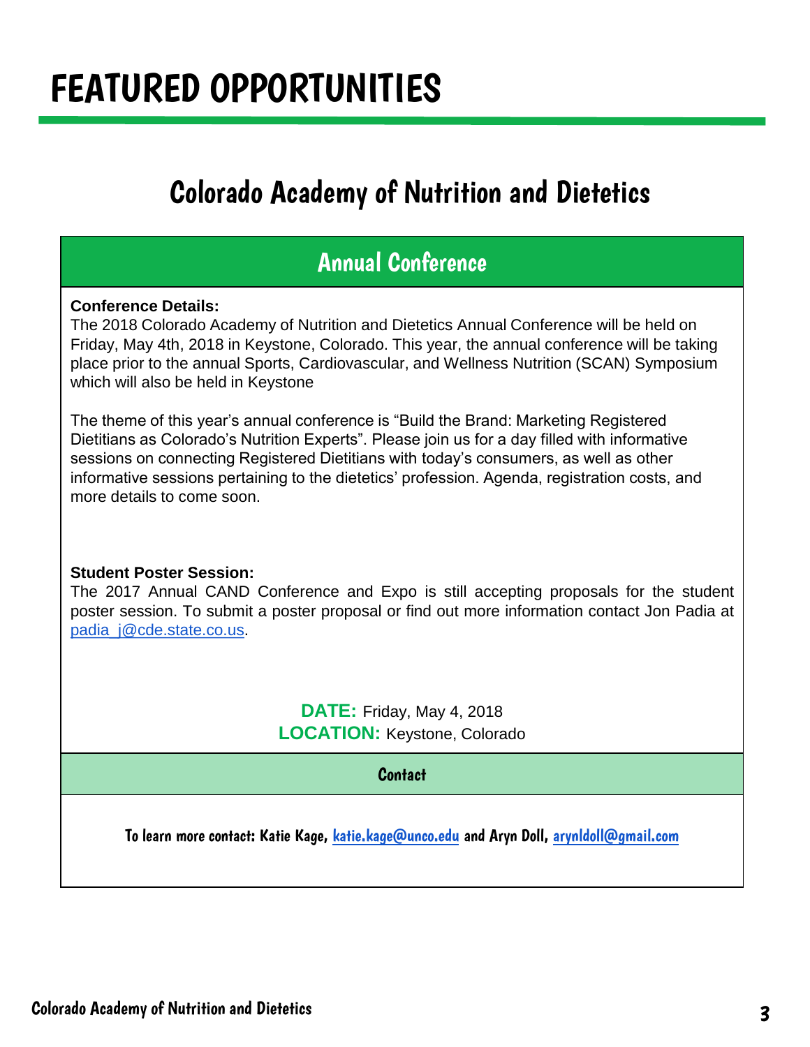# FEATURED OPPORTUNITIES

## Colorado Academy of Nutrition and Dietetics

### Annual Conference

**Conference Details:**
The 2018 Colorado Academy of Nutrition and Dietetics Annual Conference will be held on Friday, May 4th, 2018 in Keystone, Colorado. This year, the annual conference will be taking place prior to the annual Sports, Cardiovascular, and Wellness Nutrition (SCAN) Symposium which will also be held in Keystone

The theme of this year's annual conference is "Build the Brand: Marketing Registered Dietitians as Colorado's Nutrition Experts". Please join us for a day filled with informative sessions on connecting Registered Dietitians with today's consumers, as well as other informative sessions pertaining to the dietetics' profession. Agenda, registration costs, and more details to come soon.

**Student Poster Session:**
The 2017 Annual CAND Conference and Expo is still accepting proposals for the student poster session. To submit a poster proposal or find out more information contact Jon Padia at padia_j@cde.state.co.us.

**DATE:** Friday, May 4, 2018
**LOCATION:** Keystone, Colorado

#### Contact

To learn more contact: Katie Kage, katie.kage@unco.edu and Aryn Doll, arynldoll@gmail.com